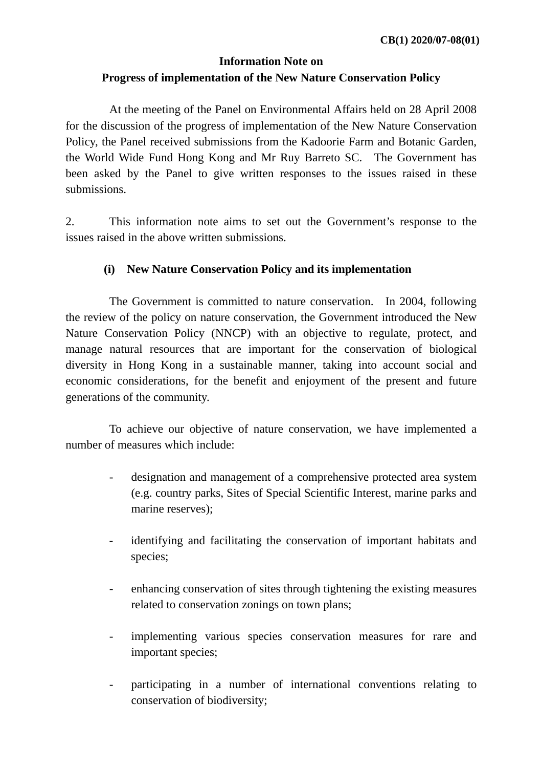CB(1) 2020/07-08(01)

**Information Note on**
**Progress of implementation of the New Nature Conservation Policy**

At the meeting of the Panel on Environmental Affairs held on 28 April 2008 for the discussion of the progress of implementation of the New Nature Conservation Policy, the Panel received submissions from the Kadoorie Farm and Botanic Garden, the World Wide Fund Hong Kong and Mr Ruy Barreto SC. The Government has been asked by the Panel to give written responses to the issues raised in these submissions.

2. This information note aims to set out the Government's response to the issues raised in the above written submissions.

### (i) New Nature Conservation Policy and its implementation

The Government is committed to nature conservation. In 2004, following the review of the policy on nature conservation, the Government introduced the New Nature Conservation Policy (NNCP) with an objective to regulate, protect, and manage natural resources that are important for the conservation of biological diversity in Hong Kong in a sustainable manner, taking into account social and economic considerations, for the benefit and enjoyment of the present and future generations of the community.

To achieve our objective of nature conservation, we have implemented a number of measures which include:

- designation and management of a comprehensive protected area system (e.g. country parks, Sites of Special Scientific Interest, marine parks and marine reserves);

- identifying and facilitating the conservation of important habitats and species;

- enhancing conservation of sites through tightening the existing measures related to conservation zonings on town plans;

- implementing various species conservation measures for rare and important species;

- participating in a number of international conventions relating to conservation of biodiversity;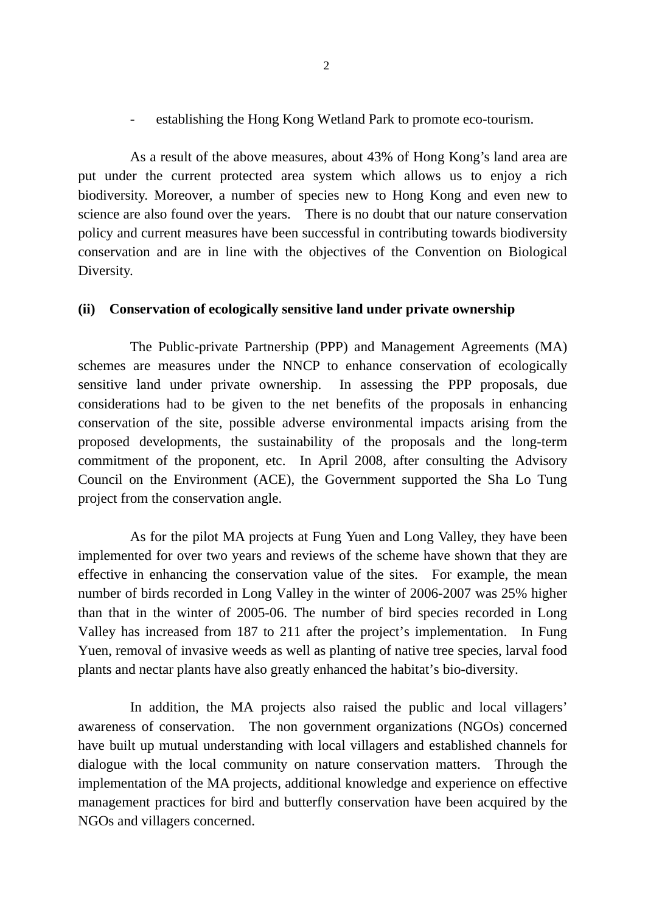- establishing the Hong Kong Wetland Park to promote eco-tourism.

As a result of the above measures, about 43% of Hong Kong's land area are put under the current protected area system which allows us to enjoy a rich biodiversity. Moreover, a number of species new to Hong Kong and even new to science are also found over the years. There is no doubt that our nature conservation policy and current measures have been successful in contributing towards biodiversity conservation and are in line with the objectives of the Convention on Biological Diversity.

**(ii) Conservation of ecologically sensitive land under private ownership**

The Public-private Partnership (PPP) and Management Agreements (MA) schemes are measures under the NNCP to enhance conservation of ecologically sensitive land under private ownership. In assessing the PPP proposals, due considerations had to be given to the net benefits of the proposals in enhancing conservation of the site, possible adverse environmental impacts arising from the proposed developments, the sustainability of the proposals and the long-term commitment of the proponent, etc. In April 2008, after consulting the Advisory Council on the Environment (ACE), the Government supported the Sha Lo Tung project from the conservation angle.

As for the pilot MA projects at Fung Yuen and Long Valley, they have been implemented for over two years and reviews of the scheme have shown that they are effective in enhancing the conservation value of the sites. For example, the mean number of birds recorded in Long Valley in the winter of 2006-2007 was 25% higher than that in the winter of 2005-06. The number of bird species recorded in Long Valley has increased from 187 to 211 after the project's implementation. In Fung Yuen, removal of invasive weeds as well as planting of native tree species, larval food plants and nectar plants have also greatly enhanced the habitat's bio-diversity.

In addition, the MA projects also raised the public and local villagers' awareness of conservation. The non government organizations (NGOs) concerned have built up mutual understanding with local villagers and established channels for dialogue with the local community on nature conservation matters. Through the implementation of the MA projects, additional knowledge and experience on effective management practices for bird and butterfly conservation have been acquired by the NGOs and villagers concerned.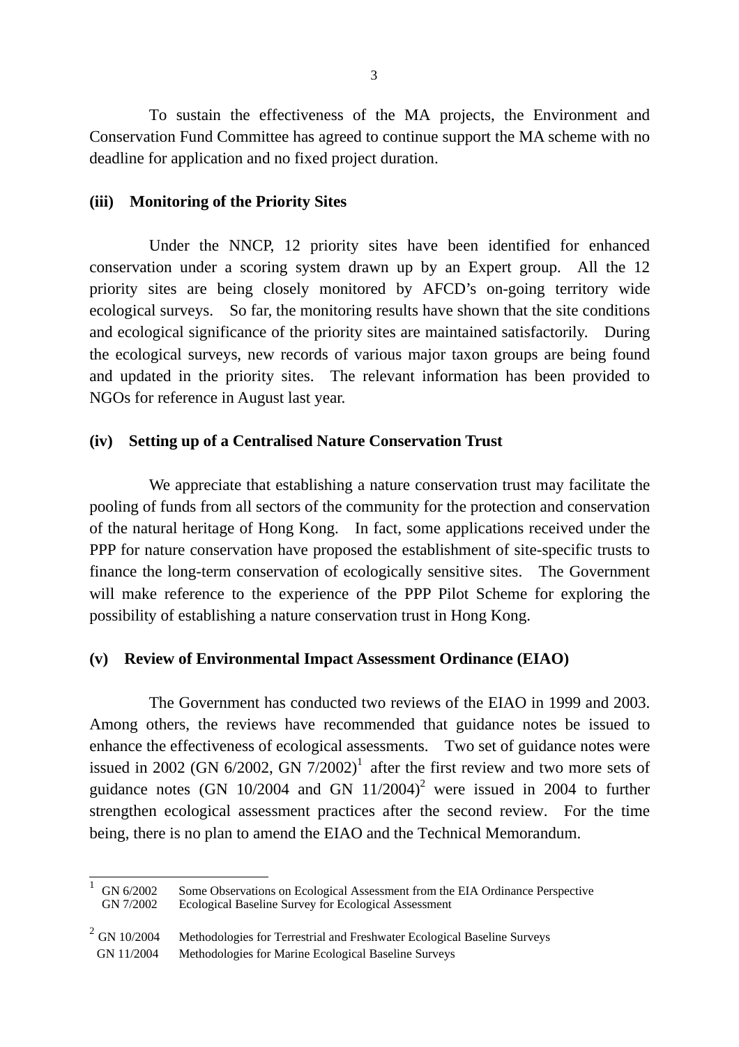To sustain the effectiveness of the MA projects, the Environment and Conservation Fund Committee has agreed to continue support the MA scheme with no deadline for application and no fixed project duration.

**(iii) Monitoring of the Priority Sites**

Under the NNCP, 12 priority sites have been identified for enhanced conservation under a scoring system drawn up by an Expert group. All the 12 priority sites are being closely monitored by AFCD's on-going territory wide ecological surveys. So far, the monitoring results have shown that the site conditions and ecological significance of the priority sites are maintained satisfactorily. During the ecological surveys, new records of various major taxon groups are being found and updated in the priority sites. The relevant information has been provided to NGOs for reference in August last year.

**(iv) Setting up of a Centralised Nature Conservation Trust**

We appreciate that establishing a nature conservation trust may facilitate the pooling of funds from all sectors of the community for the protection and conservation of the natural heritage of Hong Kong. In fact, some applications received under the PPP for nature conservation have proposed the establishment of site-specific trusts to finance the long-term conservation of ecologically sensitive sites. The Government will make reference to the experience of the PPP Pilot Scheme for exploring the possibility of establishing a nature conservation trust in Hong Kong.

**(v) Review of Environmental Impact Assessment Ordinance (EIAO)**

The Government has conducted two reviews of the EIAO in 1999 and 2003. Among others, the reviews have recommended that guidance notes be issued to enhance the effectiveness of ecological assessments. Two set of guidance notes were issued in 2002 (GN 6/2002, GN 7/2002)[1] after the first review and two more sets of guidance notes (GN 10/2004 and GN 11/2004)[2] were issued in 2004 to further strengthen ecological assessment practices after the second review. For the time being, there is no plan to amend the EIAO and the Technical Memorandum.

---

[1] GN 6/2002 Some Observations on Ecological Assessment from the EIA Ordinance Perspective
GN 7/2002 Ecological Baseline Survey for Ecological Assessment

[2] GN 10/2004 Methodologies for Terrestrial and Freshwater Ecological Baseline Surveys
GN 11/2004 Methodologies for Marine Ecological Baseline Surveys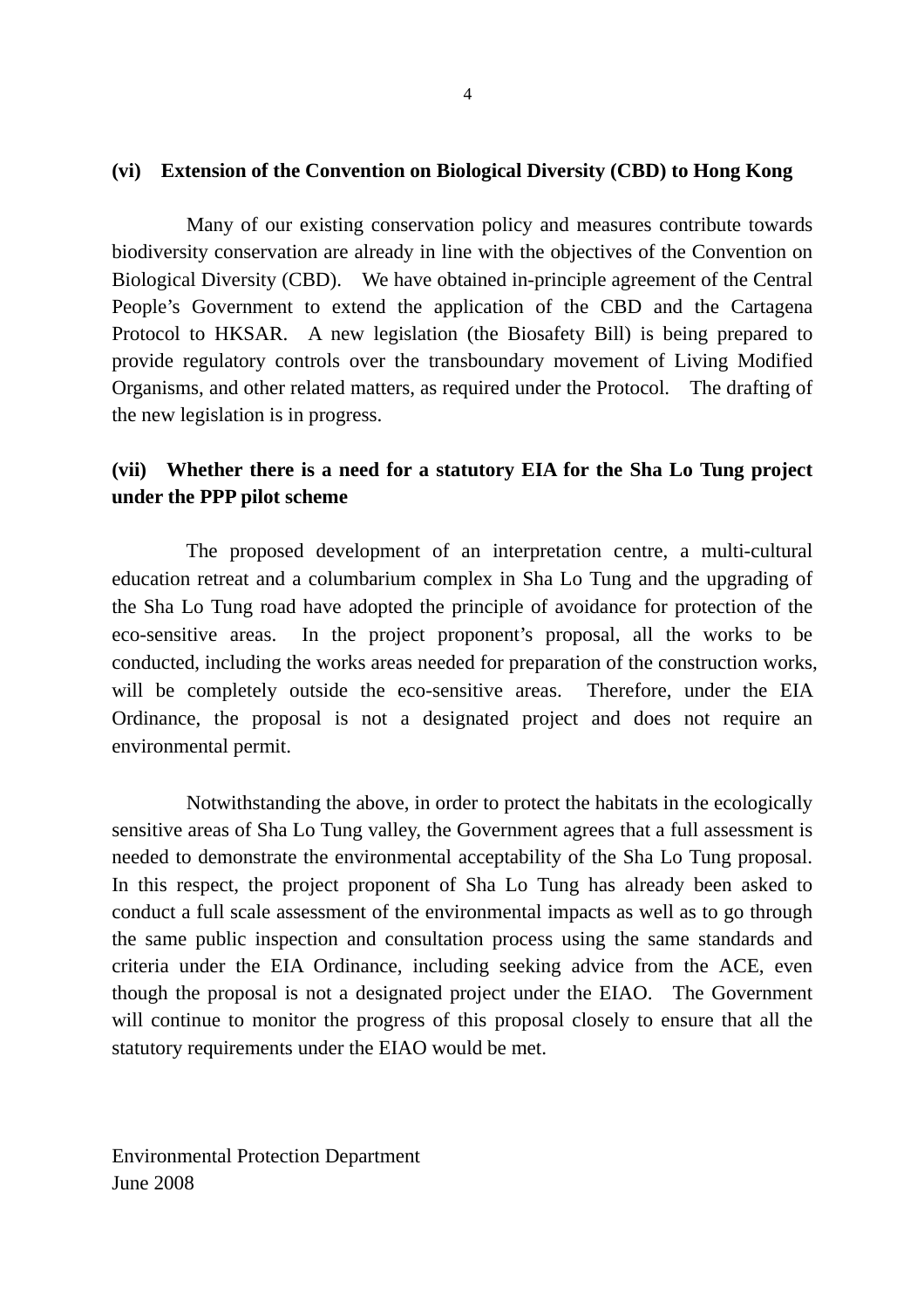**(vi) Extension of the Convention on Biological Diversity (CBD) to Hong Kong**

Many of our existing conservation policy and measures contribute towards biodiversity conservation are already in line with the objectives of the Convention on Biological Diversity (CBD). We have obtained in-principle agreement of the Central People's Government to extend the application of the CBD and the Cartagena Protocol to HKSAR. A new legislation (the Biosafety Bill) is being prepared to provide regulatory controls over the transboundary movement of Living Modified Organisms, and other related matters, as required under the Protocol. The drafting of the new legislation is in progress.

**(vii) Whether there is a need for a statutory EIA for the Sha Lo Tung project under the PPP pilot scheme**

The proposed development of an interpretation centre, a multi-cultural education retreat and a columbarium complex in Sha Lo Tung and the upgrading of the Sha Lo Tung road have adopted the principle of avoidance for protection of the eco-sensitive areas. In the project proponent's proposal, all the works to be conducted, including the works areas needed for preparation of the construction works, will be completely outside the eco-sensitive areas. Therefore, under the EIA Ordinance, the proposal is not a designated project and does not require an environmental permit.

Notwithstanding the above, in order to protect the habitats in the ecologically sensitive areas of Sha Lo Tung valley, the Government agrees that a full assessment is needed to demonstrate the environmental acceptability of the Sha Lo Tung proposal. In this respect, the project proponent of Sha Lo Tung has already been asked to conduct a full scale assessment of the environmental impacts as well as to go through the same public inspection and consultation process using the same standards and criteria under the EIA Ordinance, including seeking advice from the ACE, even though the proposal is not a designated project under the EIAO. The Government will continue to monitor the progress of this proposal closely to ensure that all the statutory requirements under the EIAO would be met.

Environmental Protection Department
June 2008